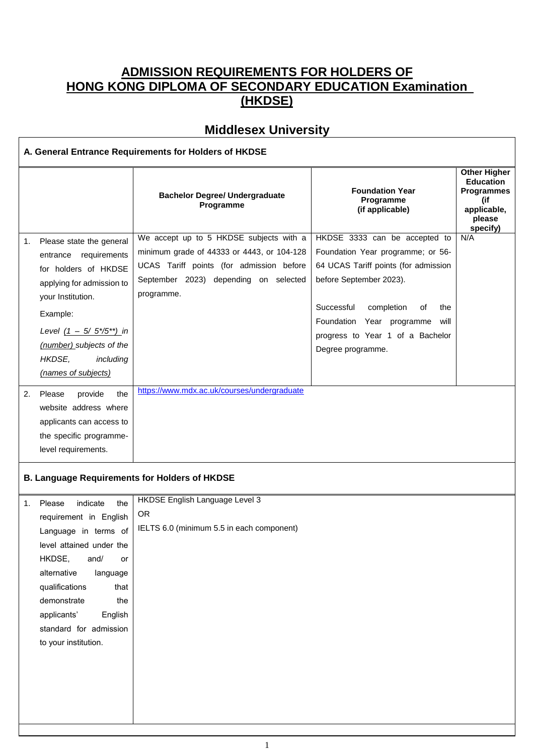# ADMISSION REQUIREMENTS FOR HOLDERS OF HONG KONG DIPLOMA OF SECONDARY EDUCATION Examination (HKDSE)

## Middlesex University

### A. General Entrance Requirements for Holders of HKDSE

| | Bachelor Degree/ Undergraduate Programme | Foundation Year Programme (if applicable) | Other Higher Education Programmes (if applicable, please specify) |
|---|---|---|---|
| 1. Please state the general entrance requirements for holders of HKDSE applying for admission to your Institution.<br><br>Example:<br><br>*Level (1 – 5/ 5*/5**) in (number) subjects of the HKDSE, including (names of subjects)* | We accept up to 5 HKDSE subjects with a minimum grade of 44333 or 4443, or 104-128 UCAS Tariff points (for admission before September 2023) depending on selected programme. | HKDSE 3333 can be accepted to Foundation Year programme; or 56-64 UCAS Tariff points (for admission before September 2023).<br><br>Successful completion of the Foundation Year programme will progress to Year 1 of a Bachelor Degree programme. | N/A |
| 2. Please provide the website address where applicants can access to the specific programme-level requirements. | https://www.mdx.ac.uk/courses/undergraduate | | |

### B. Language Requirements for Holders of HKDSE

| | |
|---|---|
| 1. Please indicate the requirement in English Language in terms of level attained under the HKDSE, and/ or alternative language qualifications that demonstrate the applicants' English standard for admission to your institution. | HKDSE English Language Level 3<br>OR<br>IELTS 6.0 (minimum 5.5 in each component) |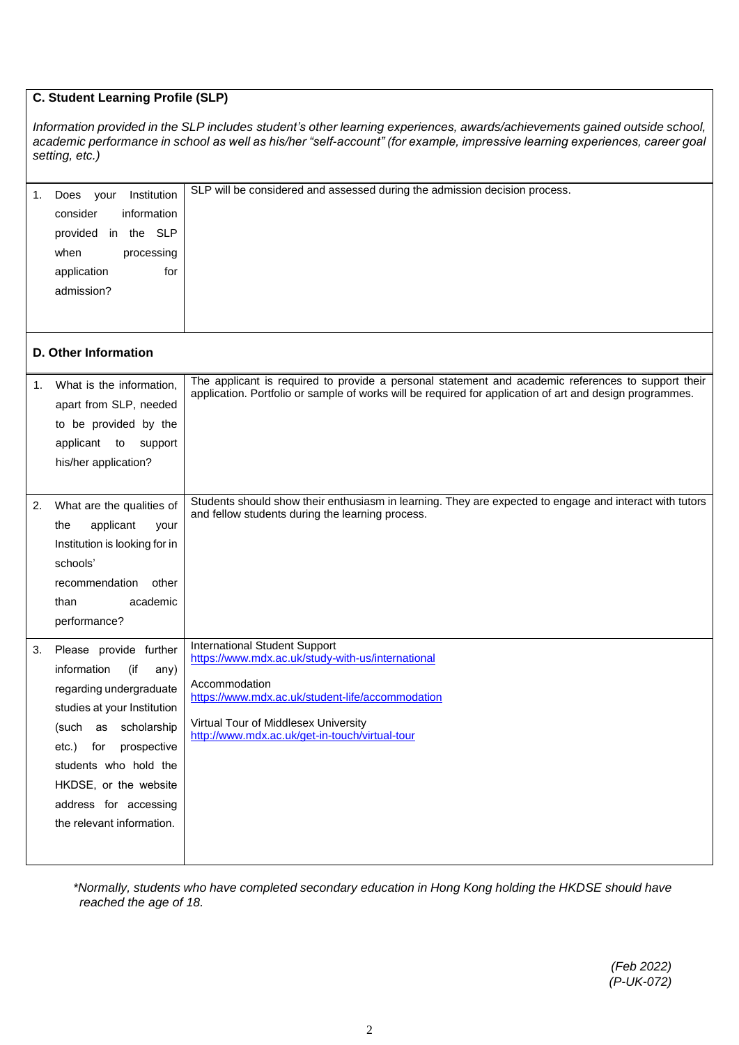## C. Student Learning Profile (SLP)

*Information provided in the SLP includes student's other learning experiences, awards/achievements gained outside school, academic performance in school as well as his/her "self-account" (for example, impressive learning experiences, career goal setting, etc.)*

| | |
|---|---|
| 1. Does your Institution consider information provided in the SLP when processing application for admission? | SLP will be considered and assessed during the admission decision process. |

## D. Other Information

| | |
|---|---|
| 1. What is the information, apart from SLP, needed to be provided by the applicant to support his/her application? | The applicant is required to provide a personal statement and academic references to support their application. Portfolio or sample of works will be required for application of art and design programmes. |
| 2. What are the qualities of the applicant your Institution is looking for in schools' recommendation other than academic performance? | Students should show their enthusiasm in learning. They are expected to engage and interact with tutors and fellow students during the learning process. |
| 3. Please provide further information (if any) regarding undergraduate studies at your Institution (such as scholarship etc.) for prospective students who hold the HKDSE, or the website address for accessing the relevant information. | International Student Support<br>https://www.mdx.ac.uk/study-with-us/international<br><br>Accommodation<br>https://www.mdx.ac.uk/student-life/accommodation<br><br>Virtual Tour of Middlesex University<br>http://www.mdx.ac.uk/get-in-touch/virtual-tour |

*\*Normally, students who have completed secondary education in Hong Kong holding the HKDSE should have reached the age of 18.*

*(Feb 2022)*
*(P-UK-072)*